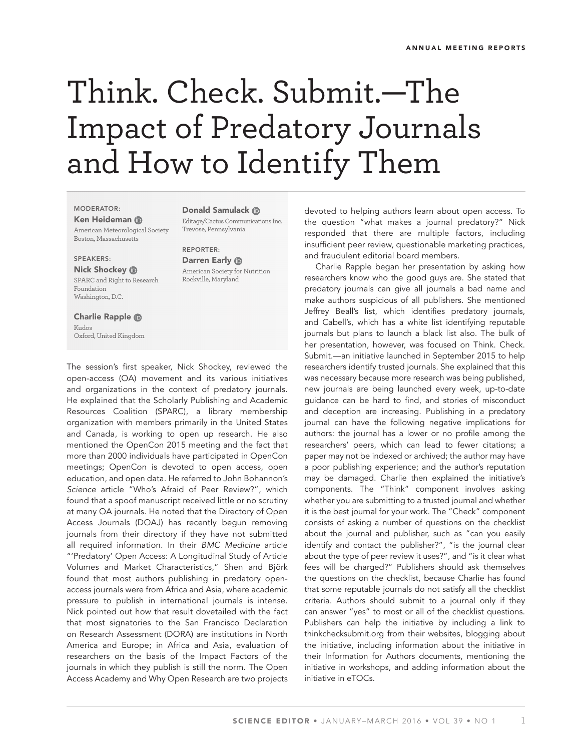# Think. Check. Submit.—The Impact of Predatory Journals and How to Identify Them

MODERATOR:
**Ken Heideman**
American Meteorological Society
Boston, Massachusetts

SPEAKERS:
**Nick Shockey**
SPARC and Right to Research Foundation
Washington, D.C.

**Charlie Rapple**
Kudos
Oxford, United Kingdom

**Donald Samulack**
Editage/Cactus Communications Inc.
Trevose, Pennsylvania

REPORTER:
**Darren Early**
American Society for Nutrition
Rockville, Maryland

The session's first speaker, Nick Shockey, reviewed the open-access (OA) movement and its various initiatives and organizations in the context of predatory journals. He explained that the Scholarly Publishing and Academic Resources Coalition (SPARC), a library membership organization with members primarily in the United States and Canada, is working to open up research. He also mentioned the OpenCon 2015 meeting and the fact that more than 2000 individuals have participated in OpenCon meetings; OpenCon is devoted to open access, open education, and open data. He referred to John Bohannon's *Science* article "Who's Afraid of Peer Review?", which found that a spoof manuscript received little or no scrutiny at many OA journals. He noted that the Directory of Open Access Journals (DOAJ) has recently begun removing journals from their directory if they have not submitted all required information. In their *BMC Medicine* article "'Predatory' Open Access: A Longitudinal Study of Article Volumes and Market Characteristics," Shen and Björk found that most authors publishing in predatory open-access journals were from Africa and Asia, where academic pressure to publish in international journals is intense. Nick pointed out how that result dovetailed with the fact that most signatories to the San Francisco Declaration on Research Assessment (DORA) are institutions in North America and Europe; in Africa and Asia, evaluation of researchers on the basis of the Impact Factors of the journals in which they publish is still the norm. The Open Access Academy and Why Open Research are two projects devoted to helping authors learn about open access. To the question "what makes a journal predatory?" Nick responded that there are multiple factors, including insufficient peer review, questionable marketing practices, and fraudulent editorial board members.

Charlie Rapple began her presentation by asking how researchers know who the good guys are. She stated that predatory journals can give all journals a bad name and make authors suspicious of all publishers. She mentioned Jeffrey Beall's list, which identifies predatory journals, and Cabell's, which has a white list identifying reputable journals but plans to launch a black list also. The bulk of her presentation, however, was focused on Think. Check. Submit.—an initiative launched in September 2015 to help researchers identify trusted journals. She explained that this was necessary because more research was being published, new journals are being launched every week, up-to-date guidance can be hard to find, and stories of misconduct and deception are increasing. Publishing in a predatory journal can have the following negative implications for authors: the journal has a lower or no profile among the researchers' peers, which can lead to fewer citations; a paper may not be indexed or archived; the author may have a poor publishing experience; and the author's reputation may be damaged. Charlie then explained the initiative's components. The "Think" component involves asking whether you are submitting to a trusted journal and whether it is the best journal for your work. The "Check" component consists of asking a number of questions on the checklist about the journal and publisher, such as "can you easily identify and contact the publisher?", "is the journal clear about the type of peer review it uses?", and "is it clear what fees will be charged?" Publishers should ask themselves the questions on the checklist, because Charlie has found that some reputable journals do not satisfy all the checklist criteria. Authors should submit to a journal only if they can answer "yes" to most or all of the checklist questions. Publishers can help the initiative by including a link to thinkchecksubmit.org from their websites, blogging about the initiative, including information about the initiative in their Information for Authors documents, mentioning the initiative in workshops, and adding information about the initiative in eTOCs.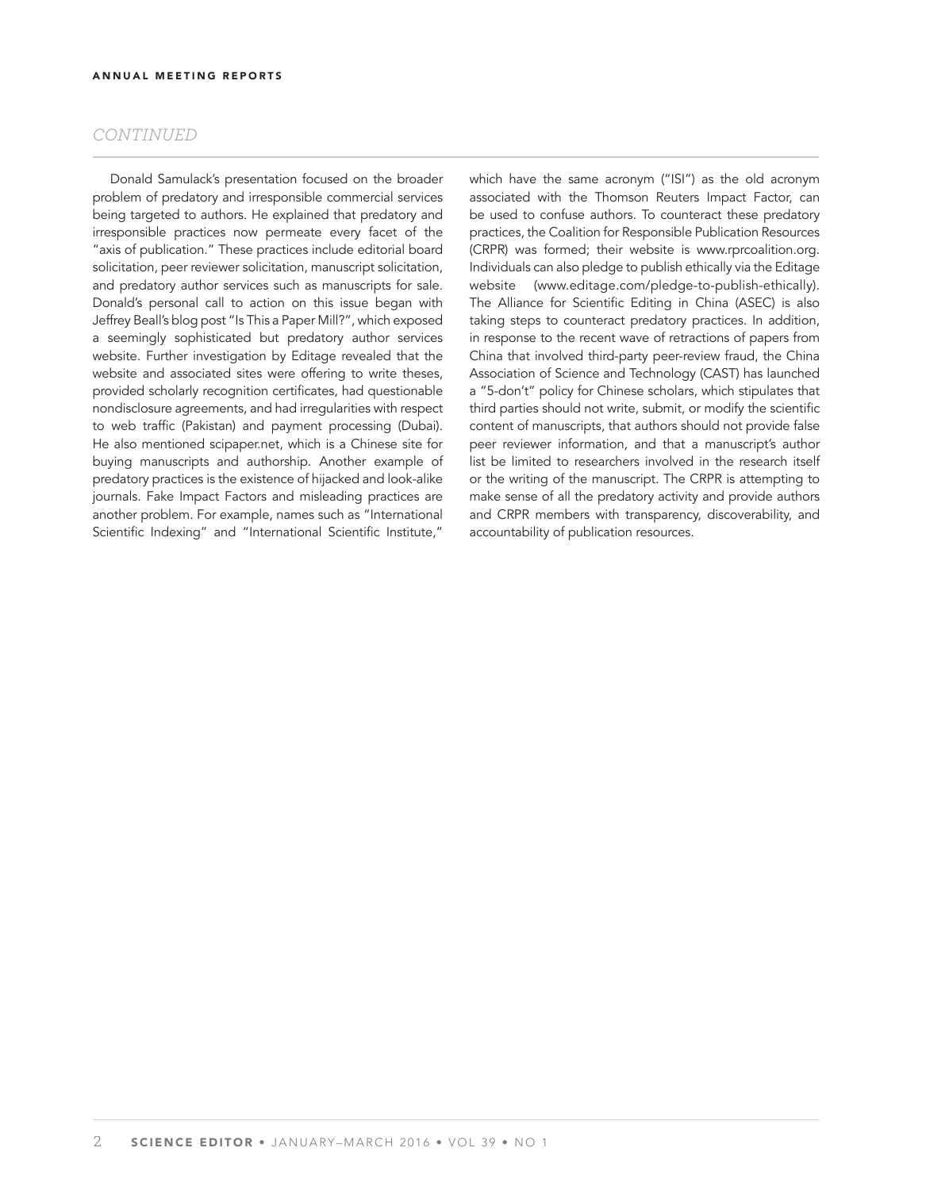*CONTINUED*

Donald Samulack's presentation focused on the broader problem of predatory and irresponsible commercial services being targeted to authors. He explained that predatory and irresponsible practices now permeate every facet of the "axis of publication." These practices include editorial board solicitation, peer reviewer solicitation, manuscript solicitation, and predatory author services such as manuscripts for sale. Donald's personal call to action on this issue began with Jeffrey Beall's blog post "Is This a Paper Mill?", which exposed a seemingly sophisticated but predatory author services website. Further investigation by Editage revealed that the website and associated sites were offering to write theses, provided scholarly recognition certificates, had questionable nondisclosure agreements, and had irregularities with respect to web traffic (Pakistan) and payment processing (Dubai). He also mentioned scipaper.net, which is a Chinese site for buying manuscripts and authorship. Another example of predatory practices is the existence of hijacked and look-alike journals. Fake Impact Factors and misleading practices are another problem. For example, names such as "International Scientific Indexing" and "International Scientific Institute," which have the same acronym ("ISI") as the old acronym associated with the Thomson Reuters Impact Factor, can be used to confuse authors. To counteract these predatory practices, the Coalition for Responsible Publication Resources (CRPR) was formed; their website is www.rprcoalition.org. Individuals can also pledge to publish ethically via the Editage website (www.editage.com/pledge-to-publish-ethically). The Alliance for Scientific Editing in China (ASEC) is also taking steps to counteract predatory practices. In addition, in response to the recent wave of retractions of papers from China that involved third-party peer-review fraud, the China Association of Science and Technology (CAST) has launched a "5-don't" policy for Chinese scholars, which stipulates that third parties should not write, submit, or modify the scientific content of manuscripts, that authors should not provide false peer reviewer information, and that a manuscript's author list be limited to researchers involved in the research itself or the writing of the manuscript. The CRPR is attempting to make sense of all the predatory activity and provide authors and CRPR members with transparency, discoverability, and accountability of publication resources.